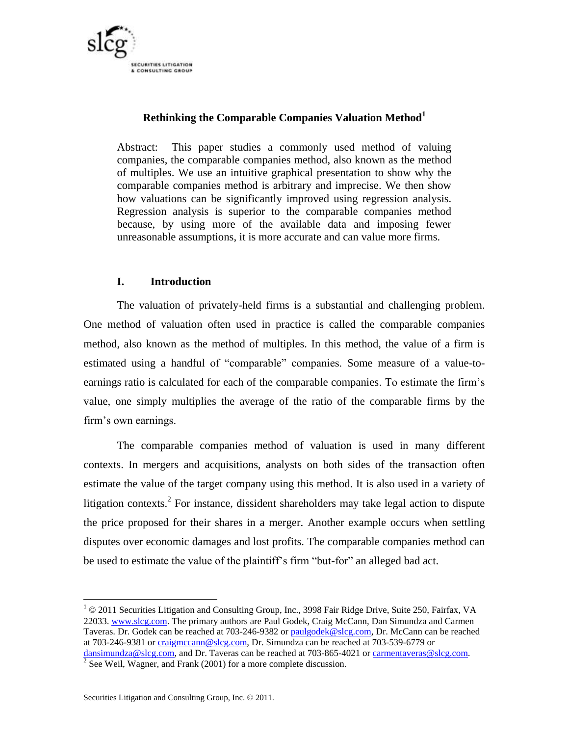# Rethinking the Comparable Companies Valuation Method[1]

Abstract: This paper studies a commonly used method of valuing companies, the comparable companies method, also known as the method of multiples. We use an intuitive graphical presentation to show why the comparable companies method is arbitrary and imprecise. We then show how valuations can be significantly improved using regression analysis. Regression analysis is superior to the comparable companies method because, by using more of the available data and imposing fewer unreasonable assumptions, it is more accurate and can value more firms.

## I. Introduction

The valuation of privately-held firms is a substantial and challenging problem. One method of valuation often used in practice is called the comparable companies method, also known as the method of multiples. In this method, the value of a firm is estimated using a handful of "comparable" companies. Some measure of a value-to-earnings ratio is calculated for each of the comparable companies. To estimate the firm's value, one simply multiplies the average of the ratio of the comparable firms by the firm's own earnings.

The comparable companies method of valuation is used in many different contexts. In mergers and acquisitions, analysts on both sides of the transaction often estimate the value of the target company using this method. It is also used in a variety of litigation contexts.[2] For instance, dissident shareholders may take legal action to dispute the price proposed for their shares in a merger. Another example occurs when settling disputes over economic damages and lost profits. The comparable companies method can be used to estimate the value of the plaintiff's firm "but-for" an alleged bad act.

---

[1] © 2011 Securities Litigation and Consulting Group, Inc., 3998 Fair Ridge Drive, Suite 250, Fairfax, VA 22033. www.slcg.com. The primary authors are Paul Godek, Craig McCann, Dan Simundza and Carmen Taveras. Dr. Godek can be reached at 703-246-9382 or paulgodek@slcg.com, Dr. McCann can be reached at 703-246-9381 or craigmccann@slcg.com, Dr. Simundza can be reached at 703-539-6779 or dansimundza@slcg.com, and Dr. Taveras can be reached at 703-865-4021 or carmentaveras@slcg.com.

[2] See Weil, Wagner, and Frank (2001) for a more complete discussion.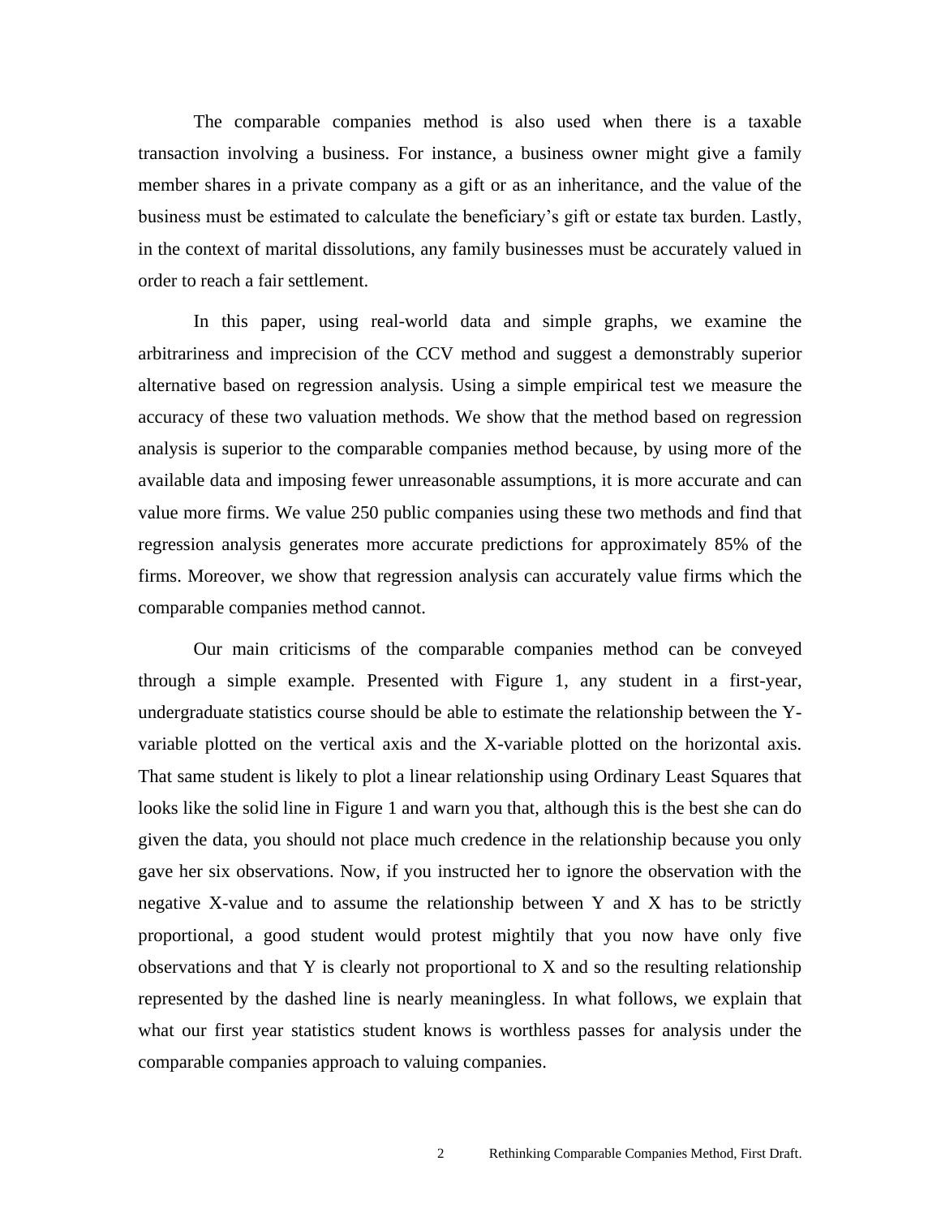The comparable companies method is also used when there is a taxable transaction involving a business. For instance, a business owner might give a family member shares in a private company as a gift or as an inheritance, and the value of the business must be estimated to calculate the beneficiary's gift or estate tax burden. Lastly, in the context of marital dissolutions, any family businesses must be accurately valued in order to reach a fair settlement.

In this paper, using real-world data and simple graphs, we examine the arbitrariness and imprecision of the CCV method and suggest a demonstrably superior alternative based on regression analysis. Using a simple empirical test we measure the accuracy of these two valuation methods. We show that the method based on regression analysis is superior to the comparable companies method because, by using more of the available data and imposing fewer unreasonable assumptions, it is more accurate and can value more firms. We value 250 public companies using these two methods and find that regression analysis generates more accurate predictions for approximately 85% of the firms. Moreover, we show that regression analysis can accurately value firms which the comparable companies method cannot.

Our main criticisms of the comparable companies method can be conveyed through a simple example. Presented with Figure 1, any student in a first-year, undergraduate statistics course should be able to estimate the relationship between the Y-variable plotted on the vertical axis and the X-variable plotted on the horizontal axis. That same student is likely to plot a linear relationship using Ordinary Least Squares that looks like the solid line in Figure 1 and warn you that, although this is the best she can do given the data, you should not place much credence in the relationship because you only gave her six observations. Now, if you instructed her to ignore the observation with the negative X-value and to assume the relationship between Y and X has to be strictly proportional, a good student would protest mightily that you now have only five observations and that Y is clearly not proportional to X and so the resulting relationship represented by the dashed line is nearly meaningless. In what follows, we explain that what our first year statistics student knows is worthless passes for analysis under the comparable companies approach to valuing companies.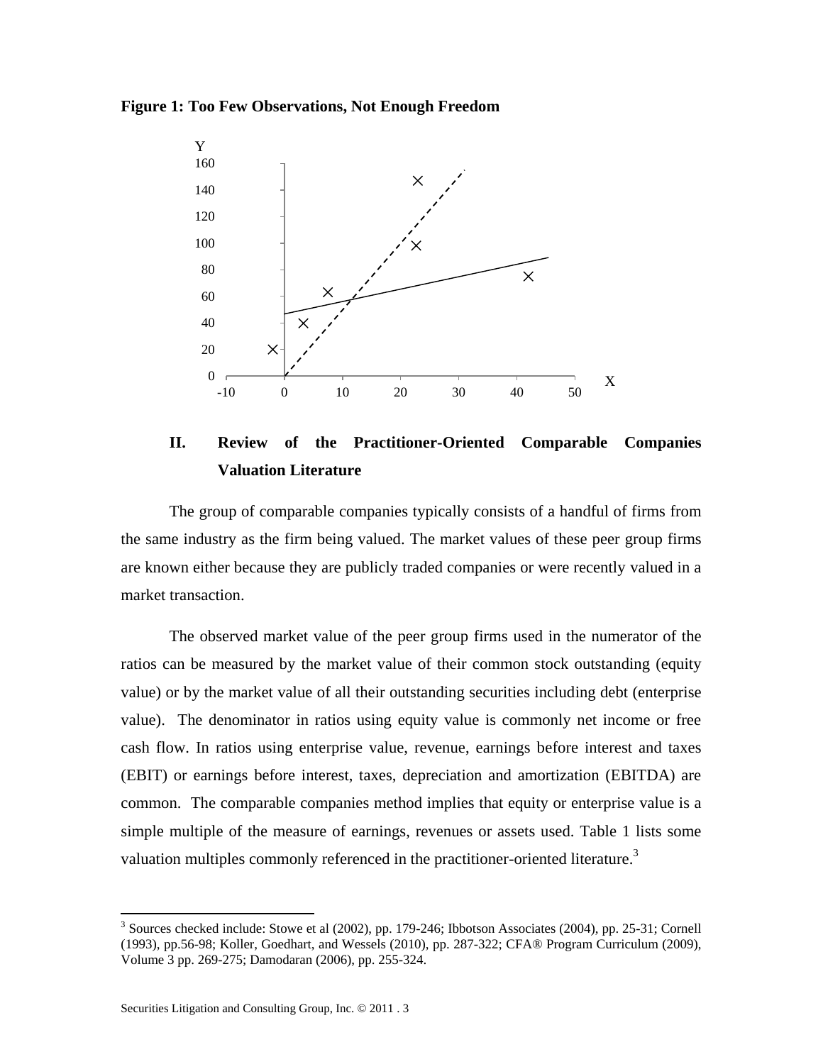**Figure 1: Too Few Observations, Not Enough Freedom**

## II. Review of the Practitioner-Oriented Comparable Companies Valuation Literature

The group of comparable companies typically consists of a handful of firms from the same industry as the firm being valued. The market values of these peer group firms are known either because they are publicly traded companies or were recently valued in a market transaction.

The observed market value of the peer group firms used in the numerator of the ratios can be measured by the market value of their common stock outstanding (equity value) or by the market value of all their outstanding securities including debt (enterprise value). The denominator in ratios using equity value is commonly net income or free cash flow. In ratios using enterprise value, revenue, earnings before interest and taxes (EBIT) or earnings before interest, taxes, depreciation and amortization (EBITDA) are common. The comparable companies method implies that equity or enterprise value is a simple multiple of the measure of earnings, revenues or assets used. Table 1 lists some valuation multiples commonly referenced in the practitioner-oriented literature.[3]

[3] Sources checked include: Stowe et al (2002), pp. 179-246; Ibbotson Associates (2004), pp. 25-31; Cornell (1993), pp.56-98; Koller, Goedhart, and Wessels (2010), pp. 287-322; CFA® Program Curriculum (2009), Volume 3 pp. 269-275; Damodaran (2006), pp. 255-324.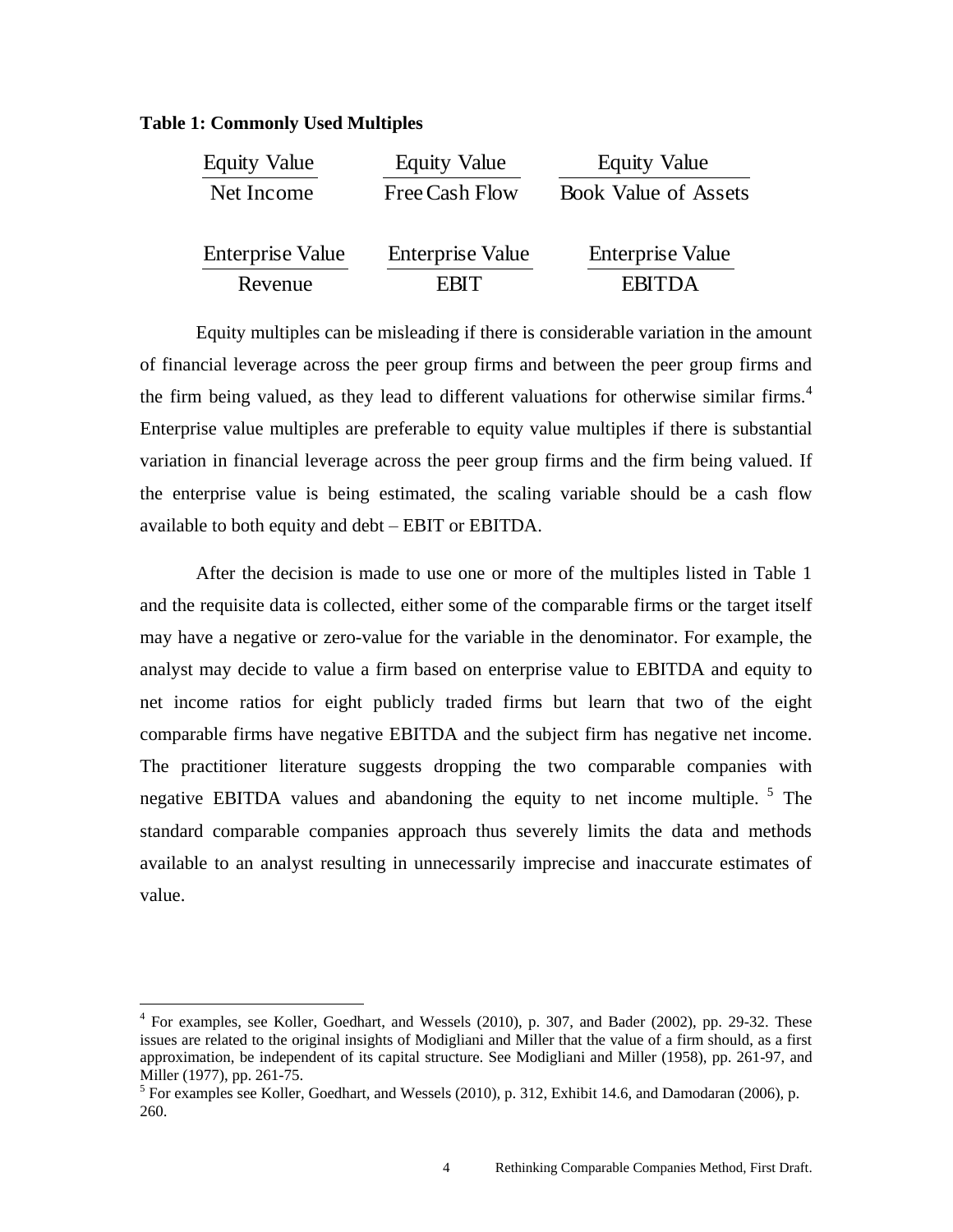**Table 1: Commonly Used Multiples**

$$\frac{\text{Equity Value}}{\text{Net Income}} \qquad \frac{\text{Equity Value}}{\text{Free Cash Flow}} \qquad \frac{\text{Equity Value}}{\text{Book Value of Assets}}$$

$$\frac{\text{Enterprise Value}}{\text{Revenue}} \qquad \frac{\text{Enterprise Value}}{\text{EBIT}} \qquad \frac{\text{Enterprise Value}}{\text{EBITDA}}$$

Equity multiples can be misleading if there is considerable variation in the amount of financial leverage across the peer group firms and between the peer group firms and the firm being valued, as they lead to different valuations for otherwise similar firms.[4] Enterprise value multiples are preferable to equity value multiples if there is substantial variation in financial leverage across the peer group firms and the firm being valued. If the enterprise value is being estimated, the scaling variable should be a cash flow available to both equity and debt – EBIT or EBITDA.

After the decision is made to use one or more of the multiples listed in Table 1 and the requisite data is collected, either some of the comparable firms or the target itself may have a negative or zero-value for the variable in the denominator. For example, the analyst may decide to value a firm based on enterprise value to EBITDA and equity to net income ratios for eight publicly traded firms but learn that two of the eight comparable firms have negative EBITDA and the subject firm has negative net income. The practitioner literature suggests dropping the two comparable companies with negative EBITDA values and abandoning the equity to net income multiple. [5] The standard comparable companies approach thus severely limits the data and methods available to an analyst resulting in unnecessarily imprecise and inaccurate estimates of value.

---

[4] For examples, see Koller, Goedhart, and Wessels (2010), p. 307, and Bader (2002), pp. 29-32. These issues are related to the original insights of Modigliani and Miller that the value of a firm should, as a first approximation, be independent of its capital structure. See Modigliani and Miller (1958), pp. 261-97, and Miller (1977), pp. 261-75.

[5] For examples see Koller, Goedhart, and Wessels (2010), p. 312, Exhibit 14.6, and Damodaran (2006), p. 260.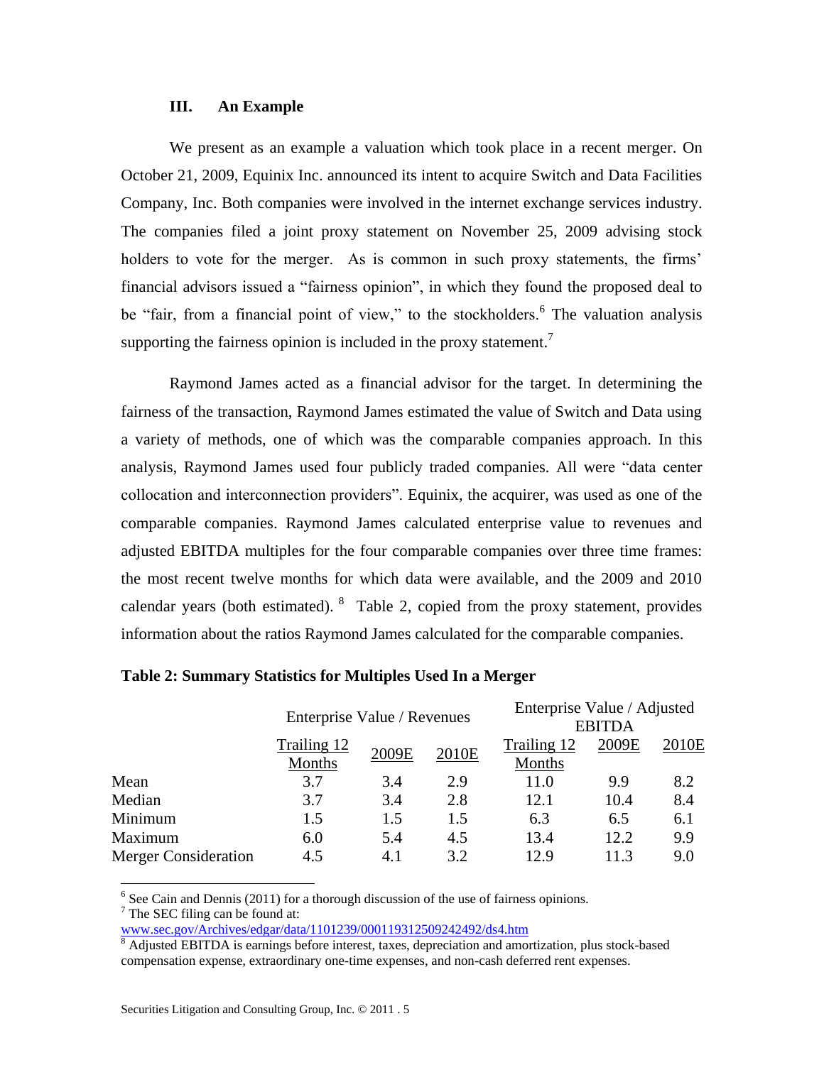### III. An Example

We present as an example a valuation which took place in a recent merger. On October 21, 2009, Equinix Inc. announced its intent to acquire Switch and Data Facilities Company, Inc. Both companies were involved in the internet exchange services industry. The companies filed a joint proxy statement on November 25, 2009 advising stock holders to vote for the merger. As is common in such proxy statements, the firms' financial advisors issued a "fairness opinion", in which they found the proposed deal to be "fair, from a financial point of view," to the stockholders.[6] The valuation analysis supporting the fairness opinion is included in the proxy statement.[7]

Raymond James acted as a financial advisor for the target. In determining the fairness of the transaction, Raymond James estimated the value of Switch and Data using a variety of methods, one of which was the comparable companies approach. In this analysis, Raymond James used four publicly traded companies. All were "data center collocation and interconnection providers". Equinix, the acquirer, was used as one of the comparable companies. Raymond James calculated enterprise value to revenues and adjusted EBITDA multiples for the four comparable companies over three time frames: the most recent twelve months for which data were available, and the 2009 and 2010 calendar years (both estimated).[8] Table 2, copied from the proxy statement, provides information about the ratios Raymond James calculated for the comparable companies.

**Table 2: Summary Statistics for Multiples Used In a Merger**

| | Enterprise Value / Revenues | | | Enterprise Value / Adjusted EBITDA | | |
|---|---|---|---|---|---|---|
| | Trailing 12 Months | 2009E | 2010E | Trailing 12 Months | 2009E | 2010E |
| Mean | 3.7 | 3.4 | 2.9 | 11.0 | 9.9 | 8.2 |
| Median | 3.7 | 3.4 | 2.8 | 12.1 | 10.4 | 8.4 |
| Minimum | 1.5 | 1.5 | 1.5 | 6.3 | 6.5 | 6.1 |
| Maximum | 6.0 | 5.4 | 4.5 | 13.4 | 12.2 | 9.9 |
| Merger Consideration | 4.5 | 4.1 | 3.2 | 12.9 | 11.3 | 9.0 |

[6] See Cain and Dennis (2011) for a thorough discussion of the use of fairness opinions.

[7] The SEC filing can be found at: www.sec.gov/Archives/edgar/data/1101239/000119312509242492/ds4.htm

[8] Adjusted EBITDA is earnings before interest, taxes, depreciation and amortization, plus stock-based compensation expense, extraordinary one-time expenses, and non-cash deferred rent expenses.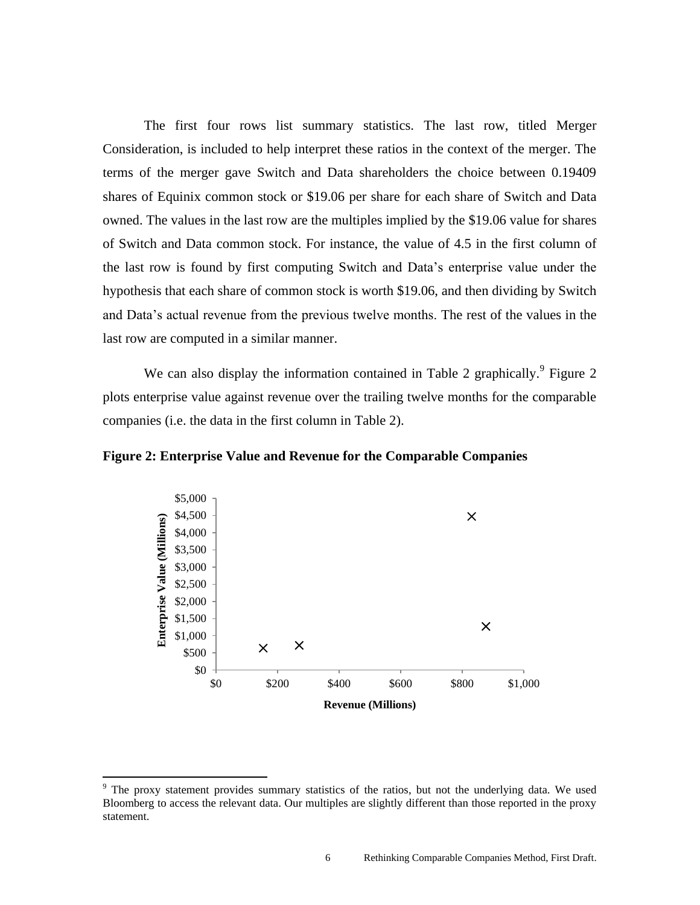The first four rows list summary statistics. The last row, titled Merger Consideration, is included to help interpret these ratios in the context of the merger. The terms of the merger gave Switch and Data shareholders the choice between 0.19409 shares of Equinix common stock or $19.06 per share for each share of Switch and Data owned. The values in the last row are the multiples implied by the $19.06 value for shares of Switch and Data common stock. For instance, the value of 4.5 in the first column of the last row is found by first computing Switch and Data's enterprise value under the hypothesis that each share of common stock is worth $19.06, and then dividing by Switch and Data's actual revenue from the previous twelve months. The rest of the values in the last row are computed in a similar manner.

We can also display the information contained in Table 2 graphically.[9] Figure 2 plots enterprise value against revenue over the trailing twelve months for the comparable companies (i.e. the data in the first column in Table 2).

**Figure 2: Enterprise Value and Revenue for the Comparable Companies**

[9] The proxy statement provides summary statistics of the ratios, but not the underlying data. We used Bloomberg to access the relevant data. Our multiples are slightly different than those reported in the proxy statement.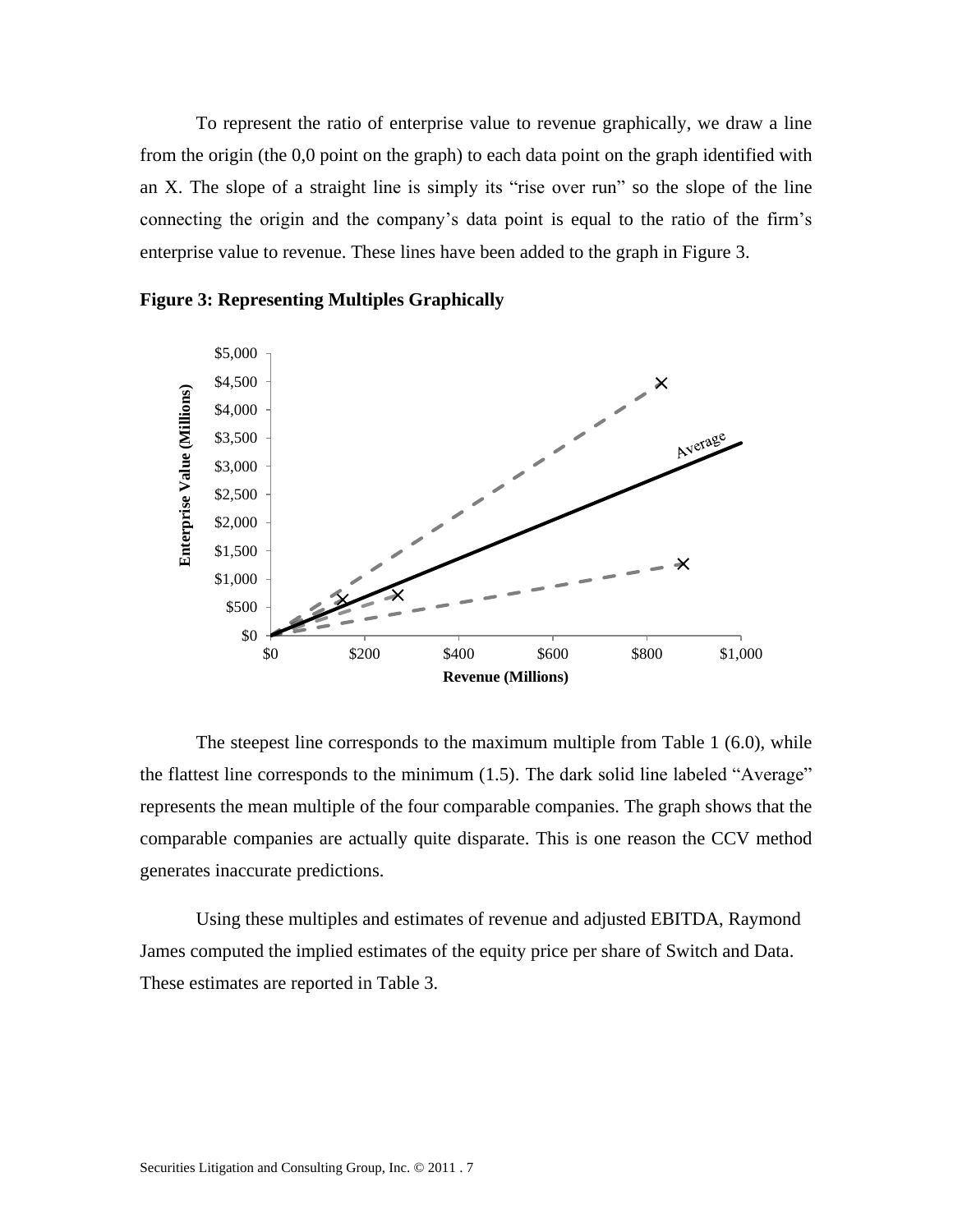To represent the ratio of enterprise value to revenue graphically, we draw a line from the origin (the 0,0 point on the graph) to each data point on the graph identified with an X. The slope of a straight line is simply its "rise over run" so the slope of the line connecting the origin and the company's data point is equal to the ratio of the firm's enterprise value to revenue. These lines have been added to the graph in Figure 3.

**Figure 3: Representing Multiples Graphically**

The steepest line corresponds to the maximum multiple from Table 1 (6.0), while the flattest line corresponds to the minimum (1.5). The dark solid line labeled "Average" represents the mean multiple of the four comparable companies. The graph shows that the comparable companies are actually quite disparate. This is one reason the CCV method generates inaccurate predictions.

Using these multiples and estimates of revenue and adjusted EBITDA, Raymond James computed the implied estimates of the equity price per share of Switch and Data. These estimates are reported in Table 3.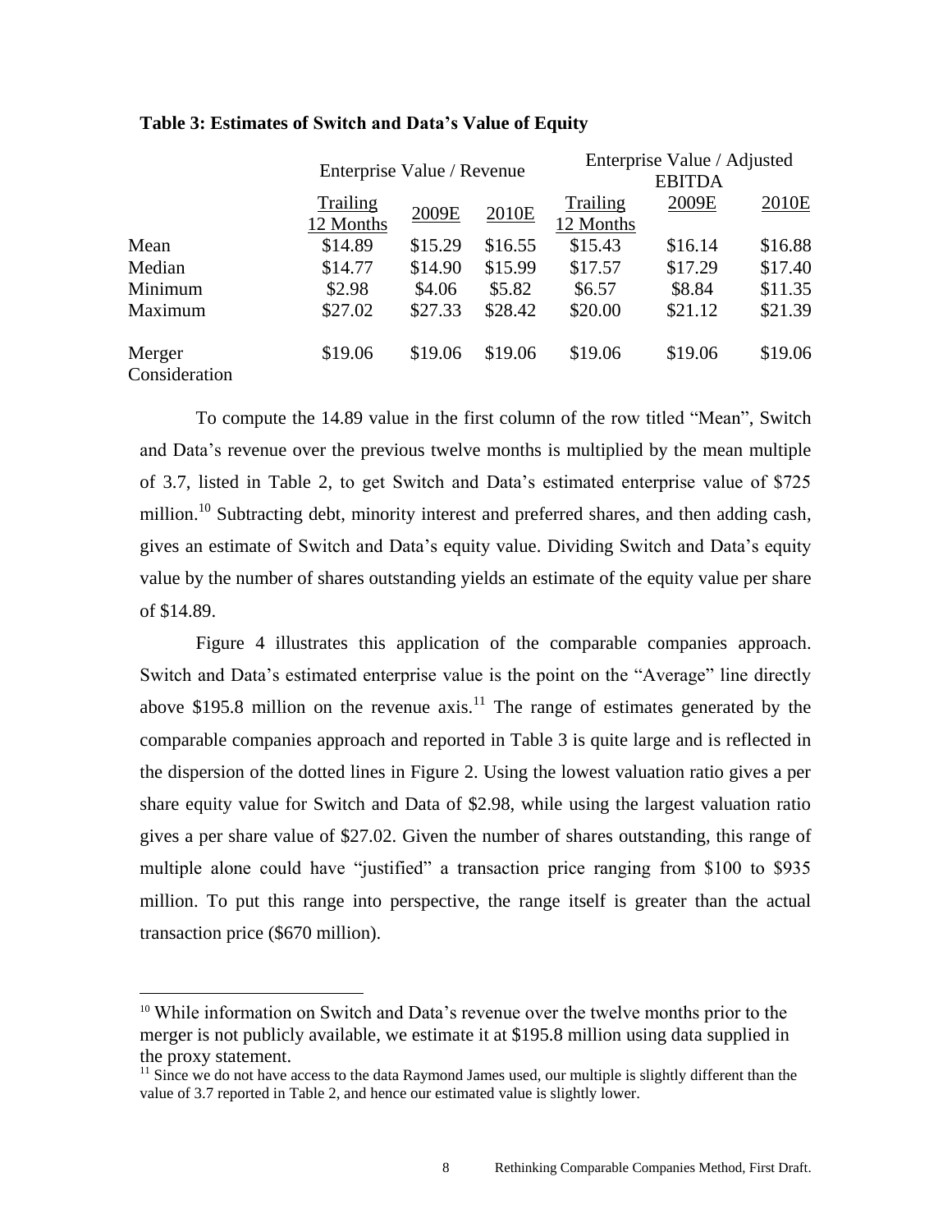**Table 3: Estimates of Switch and Data's Value of Equity**

| | Enterprise Value / Revenue | | | Enterprise Value / Adjusted EBITDA | | |
|---|---|---|---|---|---|---|
| | Trailing 12 Months | 2009E | 2010E | Trailing 12 Months | 2009E | 2010E |
| Mean | \$14.89 | \$15.29 | \$16.55 | \$15.43 | \$16.14 | \$16.88 |
| Median | \$14.77 | \$14.90 | \$15.99 | \$17.57 | \$17.29 | \$17.40 |
| Minimum | \$2.98 | \$4.06 | \$5.82 | \$6.57 | \$8.84 | \$11.35 |
| Maximum | \$27.02 | \$27.33 | \$28.42 | \$20.00 | \$21.12 | \$21.39 |
| Merger Consideration | \$19.06 | \$19.06 | \$19.06 | \$19.06 | \$19.06 | \$19.06 |

To compute the 14.89 value in the first column of the row titled "Mean", Switch and Data's revenue over the previous twelve months is multiplied by the mean multiple of 3.7, listed in Table 2, to get Switch and Data's estimated enterprise value of \$725 million.[10] Subtracting debt, minority interest and preferred shares, and then adding cash, gives an estimate of Switch and Data's equity value. Dividing Switch and Data's equity value by the number of shares outstanding yields an estimate of the equity value per share of \$14.89.

Figure 4 illustrates this application of the comparable companies approach. Switch and Data's estimated enterprise value is the point on the "Average" line directly above \$195.8 million on the revenue axis.[11] The range of estimates generated by the comparable companies approach and reported in Table 3 is quite large and is reflected in the dispersion of the dotted lines in Figure 2. Using the lowest valuation ratio gives a per share equity value for Switch and Data of \$2.98, while using the largest valuation ratio gives a per share value of \$27.02. Given the number of shares outstanding, this range of multiple alone could have "justified" a transaction price ranging from \$100 to \$935 million. To put this range into perspective, the range itself is greater than the actual transaction price (\$670 million).

---

[10] While information on Switch and Data's revenue over the twelve months prior to the merger is not publicly available, we estimate it at \$195.8 million using data supplied in the proxy statement.

[11] Since we do not have access to the data Raymond James used, our multiple is slightly different than the value of 3.7 reported in Table 2, and hence our estimated value is slightly lower.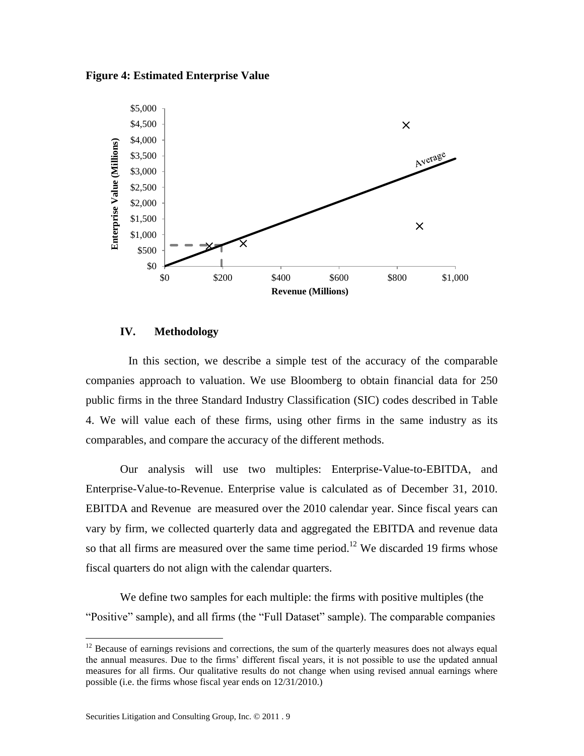**Figure 4: Estimated Enterprise Value**

## IV. Methodology

In this section, we describe a simple test of the accuracy of the comparable companies approach to valuation. We use Bloomberg to obtain financial data for 250 public firms in the three Standard Industry Classification (SIC) codes described in Table 4. We will value each of these firms, using other firms in the same industry as its comparables, and compare the accuracy of the different methods.

Our analysis will use two multiples: Enterprise-Value-to-EBITDA, and Enterprise-Value-to-Revenue. Enterprise value is calculated as of December 31, 2010. EBITDA and Revenue are measured over the 2010 calendar year. Since fiscal years can vary by firm, we collected quarterly data and aggregated the EBITDA and revenue data so that all firms are measured over the same time period.[12] We discarded 19 firms whose fiscal quarters do not align with the calendar quarters.

We define two samples for each multiple: the firms with positive multiples (the "Positive" sample), and all firms (the "Full Dataset" sample). The comparable companies

---

[12] Because of earnings revisions and corrections, the sum of the quarterly measures does not always equal the annual measures. Due to the firms' different fiscal years, it is not possible to use the updated annual measures for all firms. Our qualitative results do not change when using revised annual earnings where possible (i.e. the firms whose fiscal year ends on 12/31/2010.)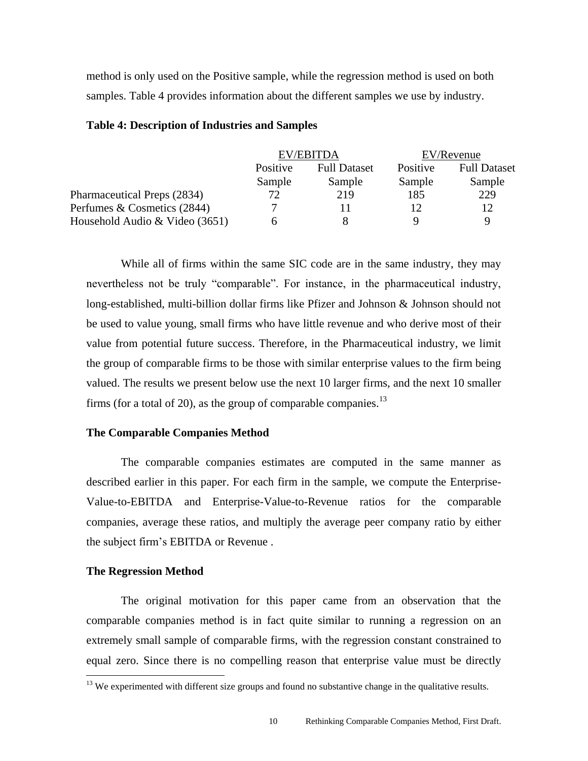method is only used on the Positive sample, while the regression method is used on both samples. Table 4 provides information about the different samples we use by industry.

**Table 4: Description of Industries and Samples**

| | EV/EBITDA | | EV/Revenue | |
|---|---|---|---|---|
| | Positive Sample | Full Dataset Sample | Positive Sample | Full Dataset Sample |
| Pharmaceutical Preps (2834) | 72 | 219 | 185 | 229 |
| Perfumes & Cosmetics (2844) | 7 | 11 | 12 | 12 |
| Household Audio & Video (3651) | 6 | 8 | 9 | 9 |

While all of firms within the same SIC code are in the same industry, they may nevertheless not be truly "comparable". For instance, in the pharmaceutical industry, long-established, multi-billion dollar firms like Pfizer and Johnson & Johnson should not be used to value young, small firms who have little revenue and who derive most of their value from potential future success. Therefore, in the Pharmaceutical industry, we limit the group of comparable firms to be those with similar enterprise values to the firm being valued. The results we present below use the next 10 larger firms, and the next 10 smaller firms (for a total of 20), as the group of comparable companies.[13]

### The Comparable Companies Method

The comparable companies estimates are computed in the same manner as described earlier in this paper. For each firm in the sample, we compute the Enterprise-Value-to-EBITDA and Enterprise-Value-to-Revenue ratios for the comparable companies, average these ratios, and multiply the average peer company ratio by either the subject firm's EBITDA or Revenue .

### The Regression Method

The original motivation for this paper came from an observation that the comparable companies method is in fact quite similar to running a regression on an extremely small sample of comparable firms, with the regression constant constrained to equal zero. Since there is no compelling reason that enterprise value must be directly

[13] We experimented with different size groups and found no substantive change in the qualitative results.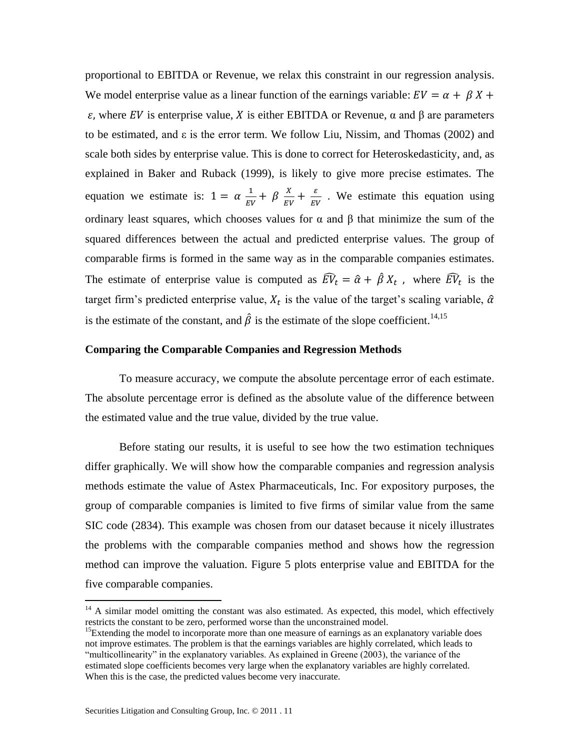proportional to EBITDA or Revenue, we relax this constraint in our regression analysis. We model enterprise value as a linear function of the earnings variable: $EV = \alpha + \beta X + \varepsilon$, where $EV$ is enterprise value, $X$ is either EBITDA or Revenue, α and β are parameters to be estimated, and ε is the error term. We follow Liu, Nissim, and Thomas (2002) and scale both sides by enterprise value. This is done to correct for Heteroskedasticity, and, as explained in Baker and Ruback (1999), is likely to give more precise estimates. The equation we estimate is: $1 = \alpha \frac{1}{EV} + \beta \frac{X}{EV} + \frac{\varepsilon}{EV}$ . We estimate this equation using ordinary least squares, which chooses values for α and β that minimize the sum of the squared differences between the actual and predicted enterprise values. The group of comparable firms is formed in the same way as in the comparable companies estimates. The estimate of enterprise value is computed as $\widehat{EV}_t = \hat{\alpha} + \hat{\beta} X_t$ , where $\widehat{EV}_t$ is the target firm's predicted enterprise value, $X_t$ is the value of the target's scaling variable, $\hat{\alpha}$ is the estimate of the constant, and $\hat{\beta}$ is the estimate of the slope coefficient.[14,15]

**Comparing the Comparable Companies and Regression Methods**

To measure accuracy, we compute the absolute percentage error of each estimate. The absolute percentage error is defined as the absolute value of the difference between the estimated value and the true value, divided by the true value.

Before stating our results, it is useful to see how the two estimation techniques differ graphically. We will show how the comparable companies and regression analysis methods estimate the value of Astex Pharmaceuticals, Inc. For expository purposes, the group of comparable companies is limited to five firms of similar value from the same SIC code (2834). This example was chosen from our dataset because it nicely illustrates the problems with the comparable companies method and shows how the regression method can improve the valuation. Figure 5 plots enterprise value and EBITDA for the five comparable companies.

[14] A similar model omitting the constant was also estimated. As expected, this model, which effectively restricts the constant to be zero, performed worse than the unconstrained model.

[15] Extending the model to incorporate more than one measure of earnings as an explanatory variable does not improve estimates. The problem is that the earnings variables are highly correlated, which leads to "multicollinearity" in the explanatory variables. As explained in Greene (2003), the variance of the estimated slope coefficients becomes very large when the explanatory variables are highly correlated. When this is the case, the predicted values become very inaccurate.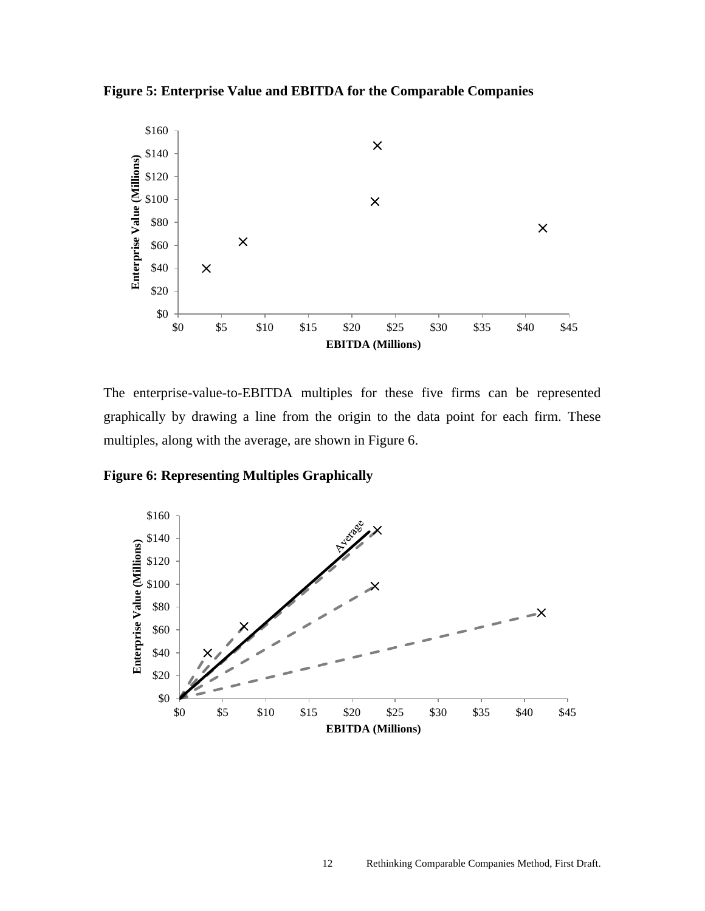**Figure 5: Enterprise Value and EBITDA for the Comparable Companies**

The enterprise-value-to-EBITDA multiples for these five firms can be represented graphically by drawing a line from the origin to the data point for each firm. These multiples, along with the average, are shown in Figure 6.

**Figure 6: Representing Multiples Graphically**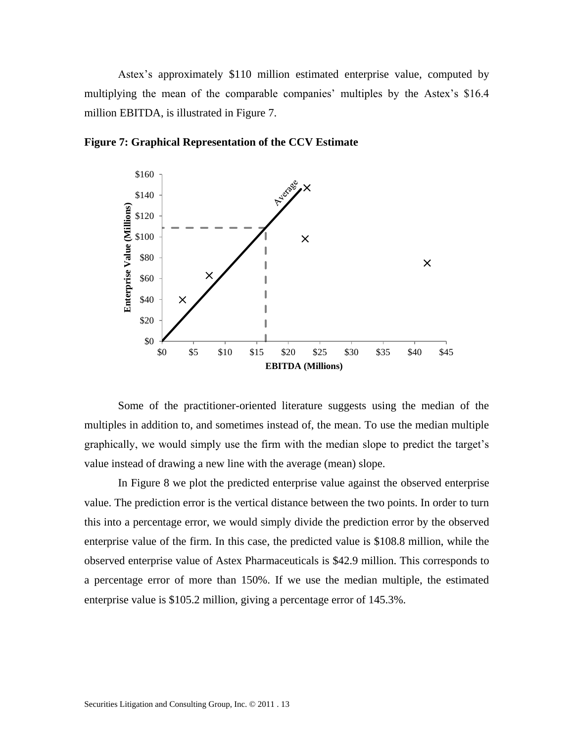Astex's approximately $110 million estimated enterprise value, computed by multiplying the mean of the comparable companies' multiples by the Astex's $16.4 million EBITDA, is illustrated in Figure 7.

**Figure 7: Graphical Representation of the CCV Estimate**

Some of the practitioner-oriented literature suggests using the median of the multiples in addition to, and sometimes instead of, the mean. To use the median multiple graphically, we would simply use the firm with the median slope to predict the target's value instead of drawing a new line with the average (mean) slope.

In Figure 8 we plot the predicted enterprise value against the observed enterprise value. The prediction error is the vertical distance between the two points. In order to turn this into a percentage error, we would simply divide the prediction error by the observed enterprise value of the firm. In this case, the predicted value is $108.8 million, while the observed enterprise value of Astex Pharmaceuticals is $42.9 million. This corresponds to a percentage error of more than 150%. If we use the median multiple, the estimated enterprise value is $105.2 million, giving a percentage error of 145.3%.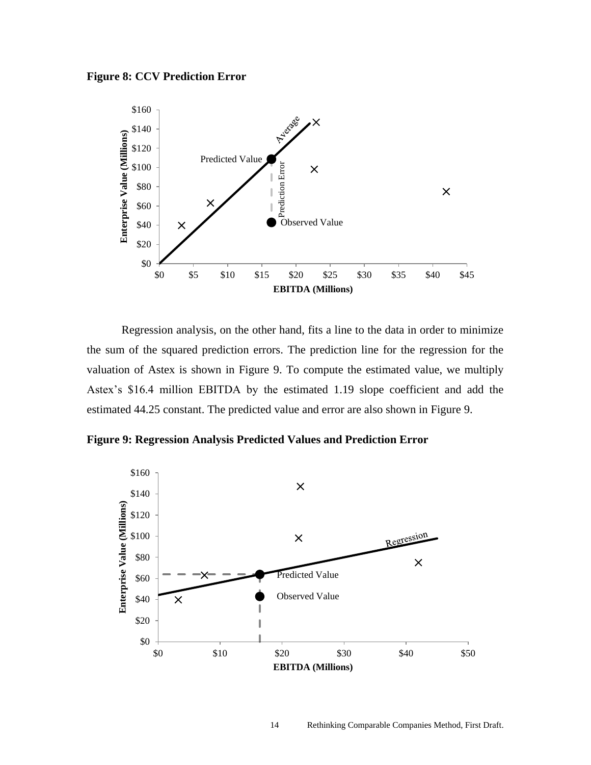**Figure 8: CCV Prediction Error**

Regression analysis, on the other hand, fits a line to the data in order to minimize the sum of the squared prediction errors. The prediction line for the regression for the valuation of Astex is shown in Figure 9. To compute the estimated value, we multiply Astex's $16.4 million EBITDA by the estimated 1.19 slope coefficient and add the estimated 44.25 constant. The predicted value and error are also shown in Figure 9.

**Figure 9: Regression Analysis Predicted Values and Prediction Error**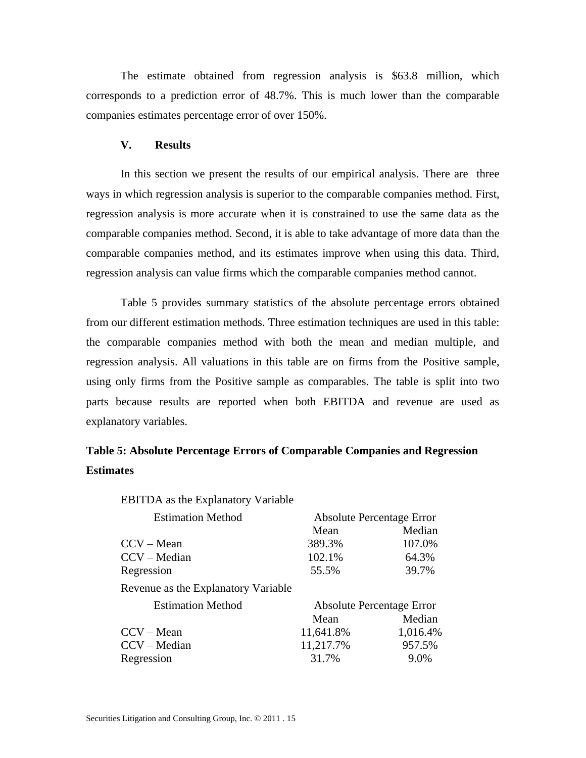The estimate obtained from regression analysis is $63.8 million, which corresponds to a prediction error of 48.7%. This is much lower than the comparable companies estimates percentage error of over 150%.

## V. Results

In this section we present the results of our empirical analysis. There are three ways in which regression analysis is superior to the comparable companies method. First, regression analysis is more accurate when it is constrained to use the same data as the comparable companies method. Second, it is able to take advantage of more data than the comparable companies method, and its estimates improve when using this data. Third, regression analysis can value firms which the comparable companies method cannot.

Table 5 provides summary statistics of the absolute percentage errors obtained from our different estimation methods. Three estimation techniques are used in this table: the comparable companies method with both the mean and median multiple, and regression analysis. All valuations in this table are on firms from the Positive sample, using only firms from the Positive sample as comparables. The table is split into two parts because results are reported when both EBITDA and revenue are used as explanatory variables.

**Table 5: Absolute Percentage Errors of Comparable Companies and Regression Estimates**

| EBITDA as the Explanatory Variable | | |
|---|---|---|
| Estimation Method | Absolute Percentage Error | |
| | Mean | Median |
| CCV – Mean | 389.3% | 107.0% |
| CCV – Median | 102.1% | 64.3% |
| Regression | 55.5% | 39.7% |

| Revenue as the Explanatory Variable | | |
|---|---|---|
| Estimation Method | Absolute Percentage Error | |
| | Mean | Median |
| CCV – Mean | 11,641.8% | 1,016.4% |
| CCV – Median | 11,217.7% | 957.5% |
| Regression | 31.7% | 9.0% |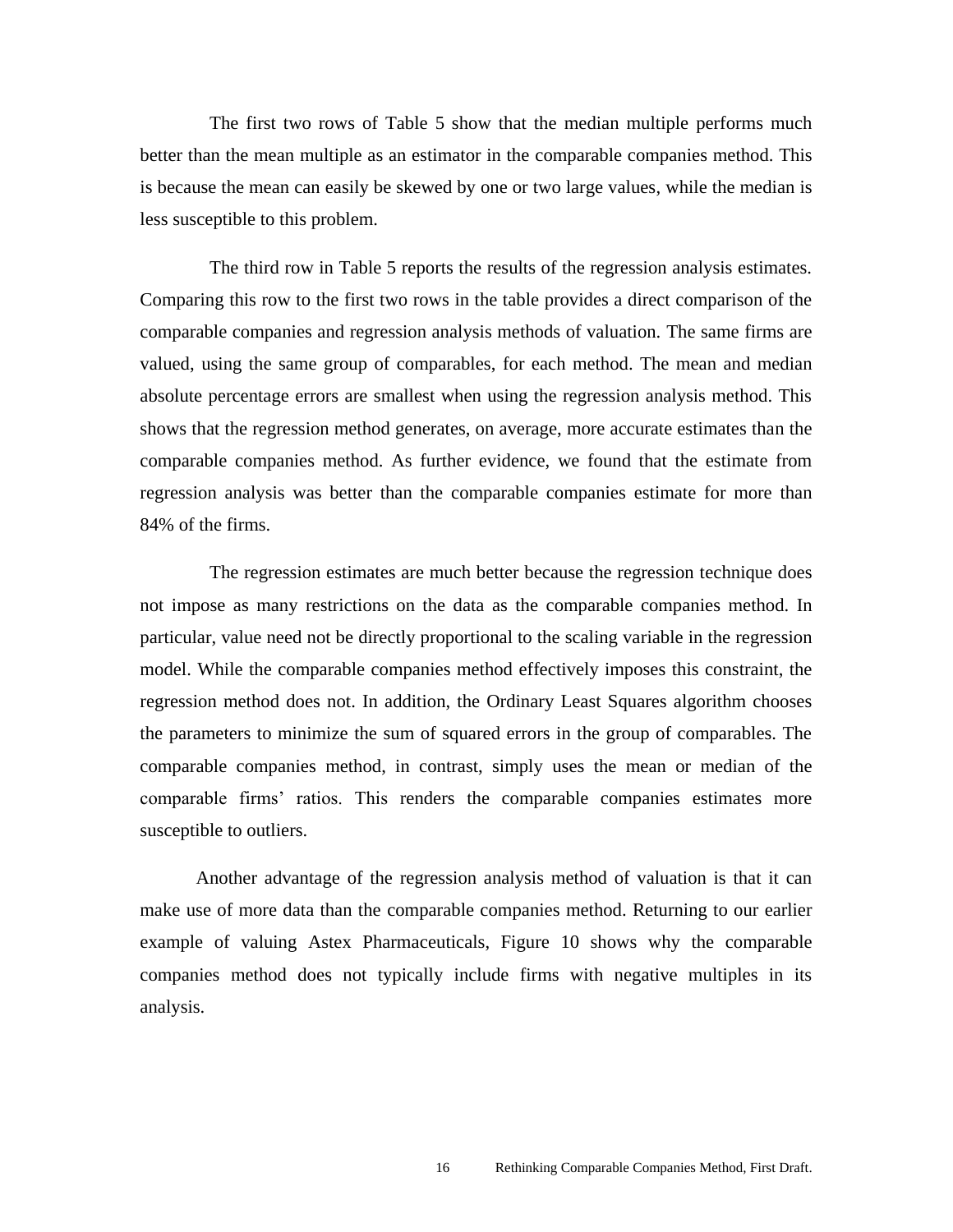The first two rows of Table 5 show that the median multiple performs much better than the mean multiple as an estimator in the comparable companies method. This is because the mean can easily be skewed by one or two large values, while the median is less susceptible to this problem.

The third row in Table 5 reports the results of the regression analysis estimates. Comparing this row to the first two rows in the table provides a direct comparison of the comparable companies and regression analysis methods of valuation. The same firms are valued, using the same group of comparables, for each method. The mean and median absolute percentage errors are smallest when using the regression analysis method. This shows that the regression method generates, on average, more accurate estimates than the comparable companies method. As further evidence, we found that the estimate from regression analysis was better than the comparable companies estimate for more than 84% of the firms.

The regression estimates are much better because the regression technique does not impose as many restrictions on the data as the comparable companies method. In particular, value need not be directly proportional to the scaling variable in the regression model. While the comparable companies method effectively imposes this constraint, the regression method does not. In addition, the Ordinary Least Squares algorithm chooses the parameters to minimize the sum of squared errors in the group of comparables. The comparable companies method, in contrast, simply uses the mean or median of the comparable firms' ratios. This renders the comparable companies estimates more susceptible to outliers.

Another advantage of the regression analysis method of valuation is that it can make use of more data than the comparable companies method. Returning to our earlier example of valuing Astex Pharmaceuticals, Figure 10 shows why the comparable companies method does not typically include firms with negative multiples in its analysis.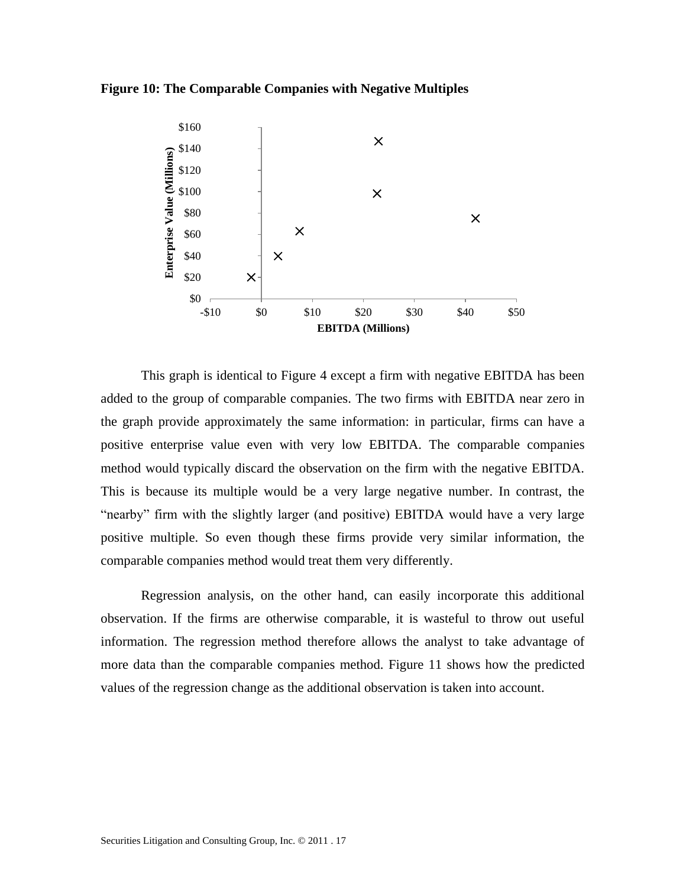**Figure 10: The Comparable Companies with Negative Multiples**

This graph is identical to Figure 4 except a firm with negative EBITDA has been added to the group of comparable companies. The two firms with EBITDA near zero in the graph provide approximately the same information: in particular, firms can have a positive enterprise value even with very low EBITDA. The comparable companies method would typically discard the observation on the firm with the negative EBITDA. This is because its multiple would be a very large negative number. In contrast, the "nearby" firm with the slightly larger (and positive) EBITDA would have a very large positive multiple. So even though these firms provide very similar information, the comparable companies method would treat them very differently.

Regression analysis, on the other hand, can easily incorporate this additional observation. If the firms are otherwise comparable, it is wasteful to throw out useful information. The regression method therefore allows the analyst to take advantage of more data than the comparable companies method. Figure 11 shows how the predicted values of the regression change as the additional observation is taken into account.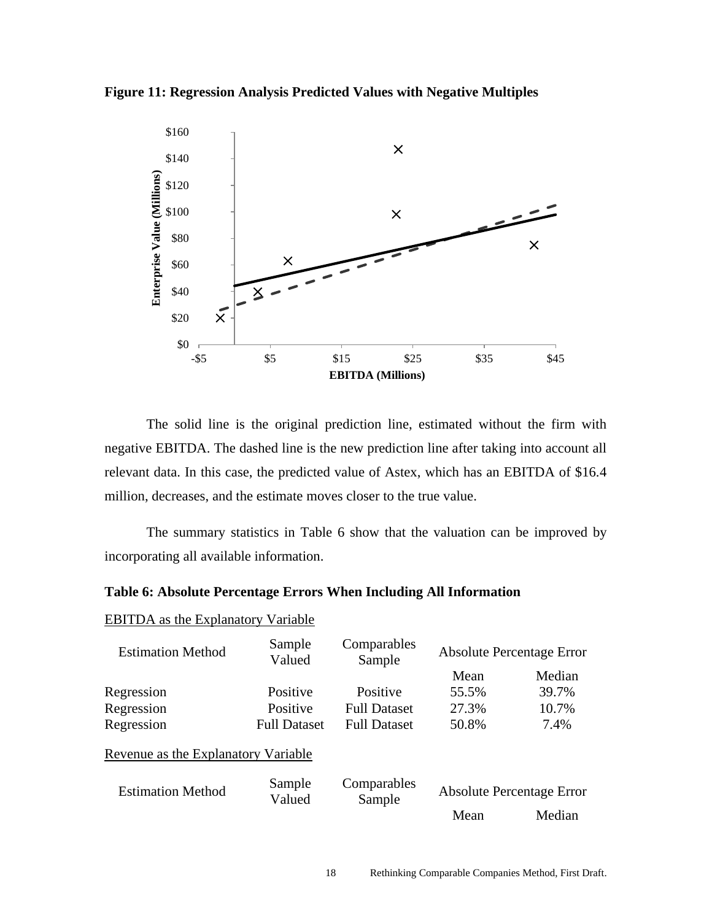**Figure 11: Regression Analysis Predicted Values with Negative Multiples**

The solid line is the original prediction line, estimated without the firm with negative EBITDA. The dashed line is the new prediction line after taking into account all relevant data. In this case, the predicted value of Astex, which has an EBITDA of $16.4 million, decreases, and the estimate moves closer to the true value.

The summary statistics in Table 6 show that the valuation can be improved by incorporating all available information.

**Table 6: Absolute Percentage Errors When Including All Information**

EBITDA as the Explanatory Variable

| Estimation Method | Sample Valued | Comparables Sample | Absolute Percentage Error | |
|---|---|---|---|---|
| | | | Mean | Median |
| Regression | Positive | Positive | 55.5% | 39.7% |
| Regression | Positive | Full Dataset | 27.3% | 10.7% |
| Regression | Full Dataset | Full Dataset | 50.8% | 7.4% |

Revenue as the Explanatory Variable

| Estimation Method | Sample Valued | Comparables Sample | Absolute Percentage Error | |
|---|---|---|---|---|
| | | | Mean | Median |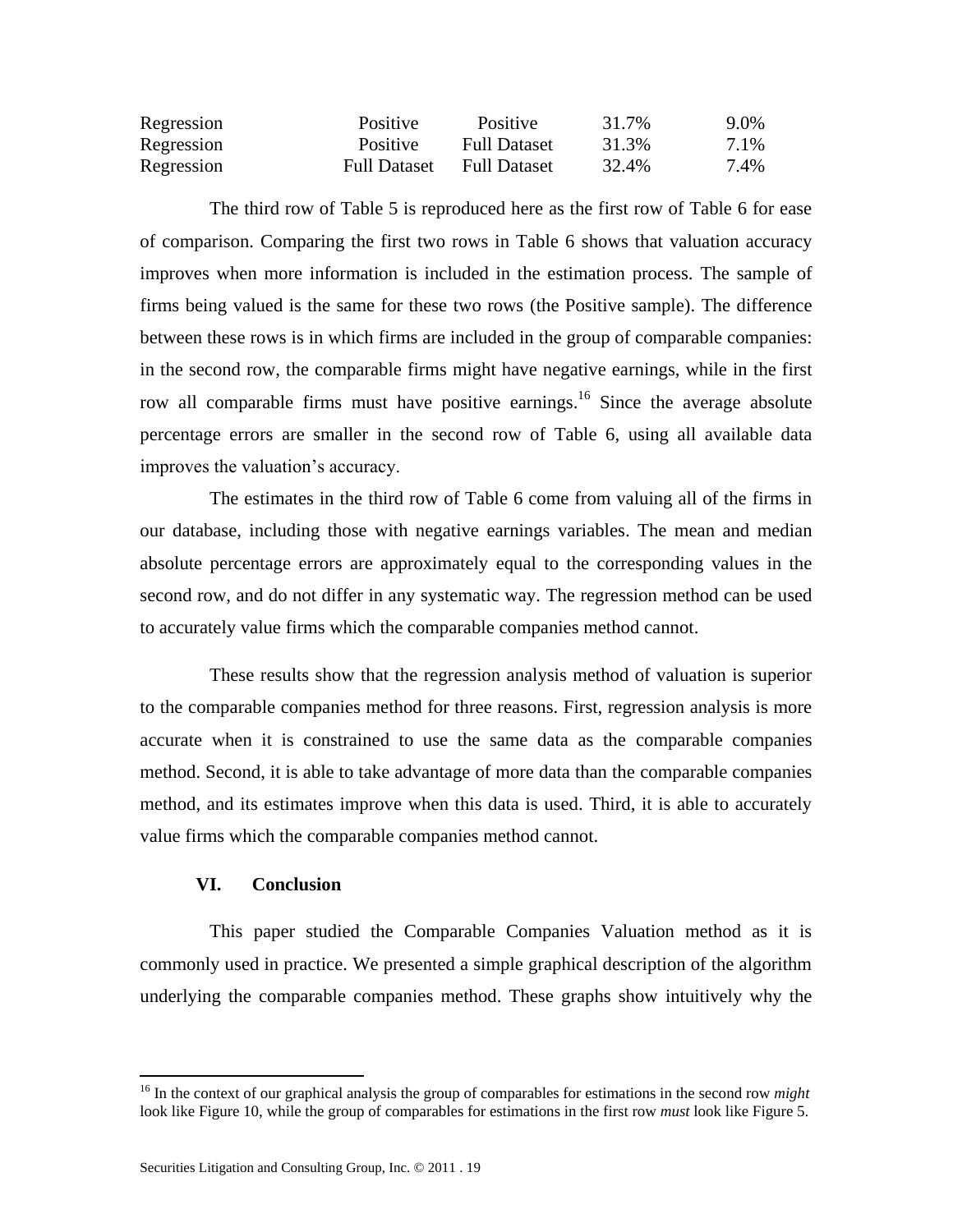| | | | | |
|---|---|---|---|---|
| Regression | Positive | Positive | 31.7% | 9.0% |
| Regression | Positive | Full Dataset | 31.3% | 7.1% |
| Regression | Full Dataset | Full Dataset | 32.4% | 7.4% |

The third row of Table 5 is reproduced here as the first row of Table 6 for ease of comparison. Comparing the first two rows in Table 6 shows that valuation accuracy improves when more information is included in the estimation process. The sample of firms being valued is the same for these two rows (the Positive sample). The difference between these rows is in which firms are included in the group of comparable companies: in the second row, the comparable firms might have negative earnings, while in the first row all comparable firms must have positive earnings.[16] Since the average absolute percentage errors are smaller in the second row of Table 6, using all available data improves the valuation's accuracy.

The estimates in the third row of Table 6 come from valuing all of the firms in our database, including those with negative earnings variables. The mean and median absolute percentage errors are approximately equal to the corresponding values in the second row, and do not differ in any systematic way. The regression method can be used to accurately value firms which the comparable companies method cannot.

These results show that the regression analysis method of valuation is superior to the comparable companies method for three reasons. First, regression analysis is more accurate when it is constrained to use the same data as the comparable companies method. Second, it is able to take advantage of more data than the comparable companies method, and its estimates improve when this data is used. Third, it is able to accurately value firms which the comparable companies method cannot.

## VI. Conclusion

This paper studied the Comparable Companies Valuation method as it is commonly used in practice. We presented a simple graphical description of the algorithm underlying the comparable companies method. These graphs show intuitively why the

[16] In the context of our graphical analysis the group of comparables for estimations in the second row *might* look like Figure 10, while the group of comparables for estimations in the first row *must* look like Figure 5.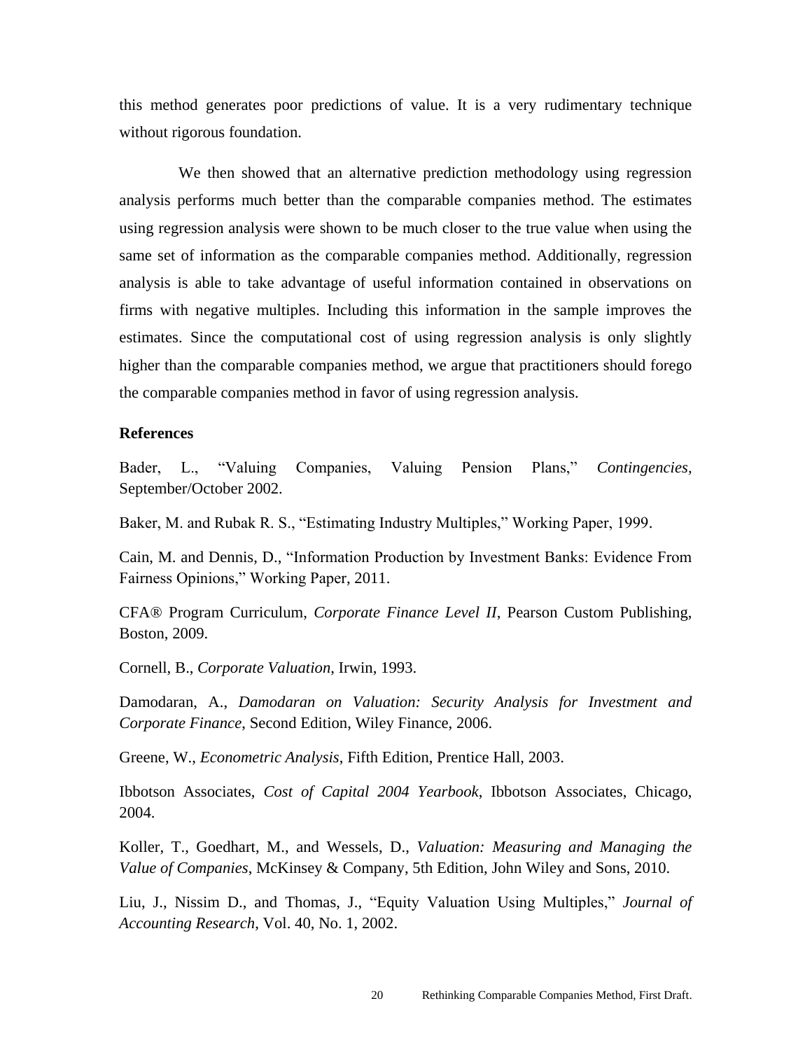this method generates poor predictions of value. It is a very rudimentary technique without rigorous foundation.

We then showed that an alternative prediction methodology using regression analysis performs much better than the comparable companies method. The estimates using regression analysis were shown to be much closer to the true value when using the same set of information as the comparable companies method. Additionally, regression analysis is able to take advantage of useful information contained in observations on firms with negative multiples. Including this information in the sample improves the estimates. Since the computational cost of using regression analysis is only slightly higher than the comparable companies method, we argue that practitioners should forego the comparable companies method in favor of using regression analysis.

**References**

Bader, L., "Valuing Companies, Valuing Pension Plans," *Contingencies*, September/October 2002.

Baker, M. and Rubak R. S., "Estimating Industry Multiples," Working Paper, 1999.

Cain, M. and Dennis, D., "Information Production by Investment Banks: Evidence From Fairness Opinions," Working Paper, 2011.

CFA® Program Curriculum, *Corporate Finance Level II*, Pearson Custom Publishing, Boston, 2009.

Cornell, B., *Corporate Valuation*, Irwin, 1993.

Damodaran, A., *Damodaran on Valuation: Security Analysis for Investment and Corporate Finance*, Second Edition, Wiley Finance, 2006.

Greene, W., *Econometric Analysis*, Fifth Edition, Prentice Hall, 2003.

Ibbotson Associates, *Cost of Capital 2004 Yearbook*, Ibbotson Associates, Chicago, 2004.

Koller, T., Goedhart, M., and Wessels, D., *Valuation: Measuring and Managing the Value of Companies*, McKinsey & Company, 5th Edition, John Wiley and Sons, 2010.

Liu, J., Nissim D., and Thomas, J., "Equity Valuation Using Multiples," *Journal of Accounting Research*, Vol. 40, No. 1, 2002.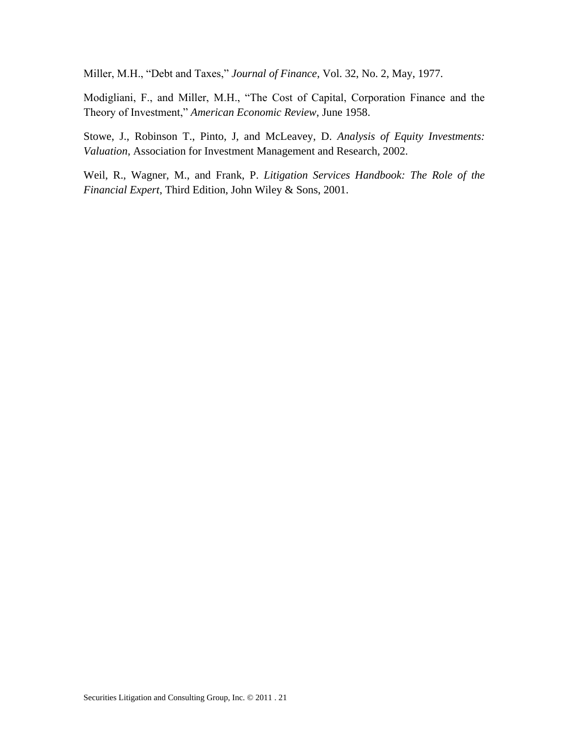Miller, M.H., “Debt and Taxes,” *Journal of Finance*, Vol. 32, No. 2, May, 1977.

Modigliani, F., and Miller, M.H., “The Cost of Capital, Corporation Finance and the Theory of Investment,” *American Economic Review*, June 1958.

Stowe, J., Robinson T., Pinto, J, and McLeavey, D. *Analysis of Equity Investments: Valuation*, Association for Investment Management and Research, 2002.

Weil, R., Wagner, M., and Frank, P. *Litigation Services Handbook: The Role of the Financial Expert*, Third Edition, John Wiley & Sons, 2001.